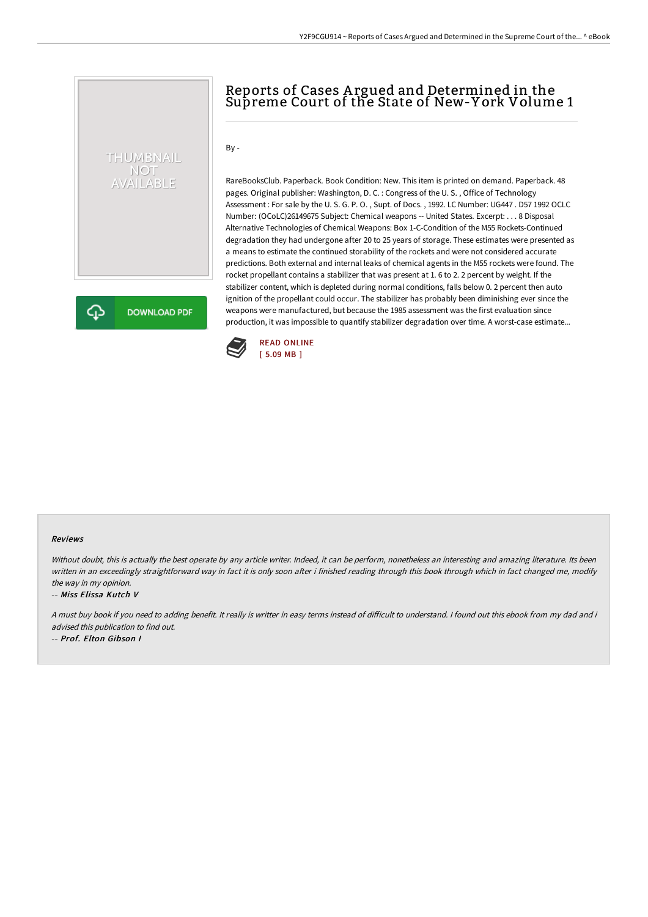# Reports of Cases Argued and Determined in the Supreme Court of the State of New-York Volume 1

By -

RareBooksClub. Paperback. Book Condition: New. This item is printed on demand. Paperback. 48 pages. Original publisher: Washington, D. C. : Congress of the U. S. , Office of Technology Assessment : For sale by the U. S. G. P. O. , Supt. of Docs. , 1992. LC Number: UG447 . D57 1992 OCLC Number: (OCoLC)26149675 Subject: Chemical weapons -- United States. Excerpt: . . . 8 Disposal Alternative Technologies of Chemical Weapons: Box 1-C-Condition of the M55 Rockets-Continued degradation they had undergone after 20 to 25 years of storage. These estimates were presented as a means to estimate the continued storability of the rockets and were not considered accurate predictions. Both external and internal leaks of chemical agents in the M55 rockets were found. The rocket propellant contains a stabilizer that was present at 1. 6 to 2. 2 percent by weight. If the stabilizer content, which is depleted during normal conditions, falls below 0. 2 percent then auto ignition of the propellant could occur. The stabilizer has probably been diminishing ever since the weapons were manufactured, but because the 1985 assessment was the first evaluation since production, it was impossible to quantify stabilizer degradation over time. A worst-case estimate...

READ ONLINE
[ 5.09 MB ]

#### Reviews

*Without doubt, this is actually the best operate by any article writer. Indeed, it can be perform, nonetheless an interesting and amazing literature. Its been written in an exceedingly straightforward way in fact it is only soon after i finished reading through this book through which in fact changed me, modify the way in my opinion.*

-- *Miss Elissa Kutch V*

*A must buy book if you need to adding benefit. It really is writter in easy terms instead of difficult to understand. I found out this ebook from my dad and i advised this publication to find out.*

-- *Prof. Elton Gibson I*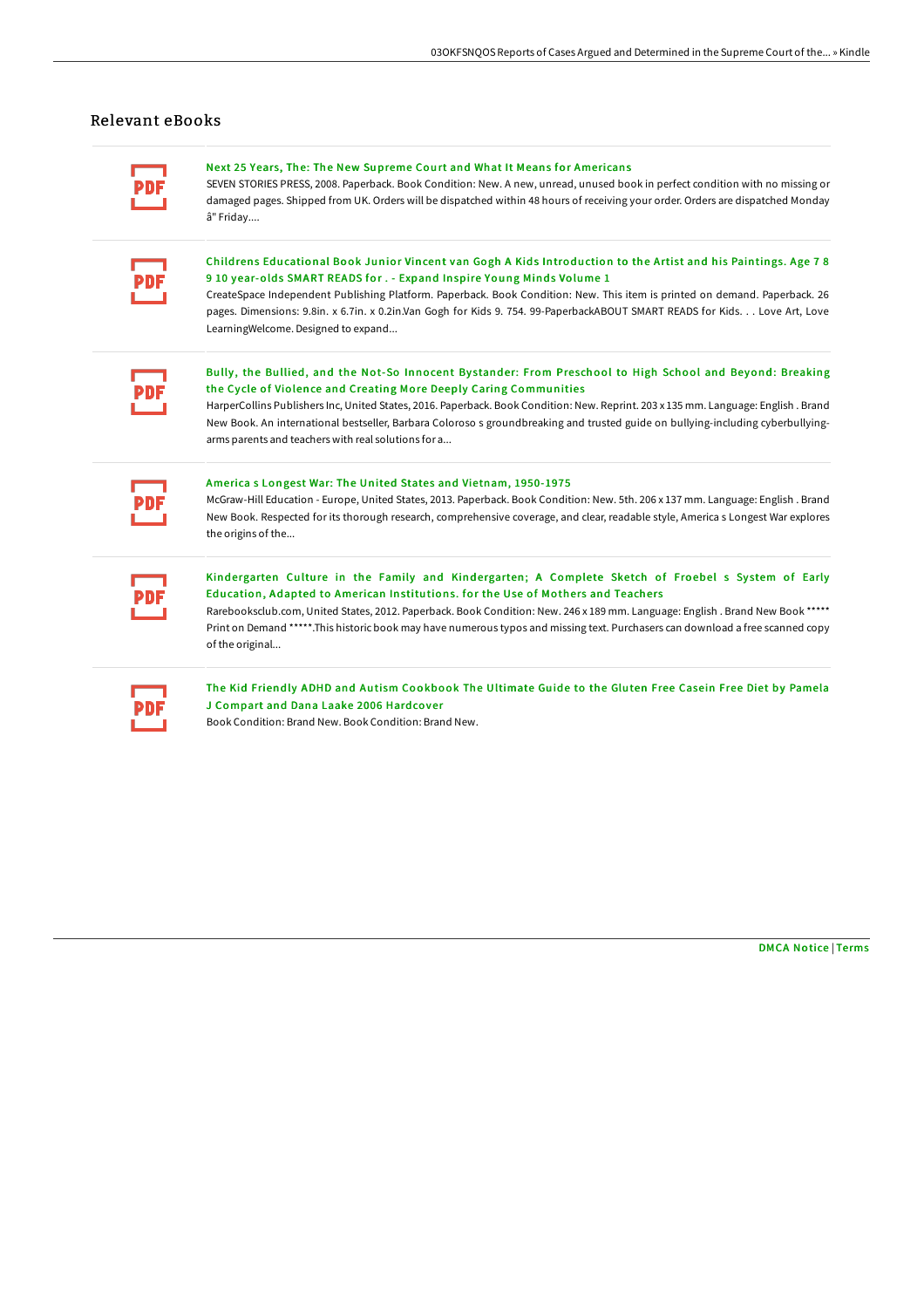## Relevant eBooks

**Next 25 Years, The: The New Supreme Court and What It Means for Americans**

SEVEN STORIES PRESS, 2008. Paperback. Book Condition: New. A new, unread, unused book in perfect condition with no missing or damaged pages. Shipped from UK. Orders will be dispatched within 48 hours of receiving your order. Orders are dispatched Monday â" Friday....

**Childrens Educational Book Junior Vincent van Gogh A Kids Introduction to the Artist and his Paintings. Age 7 8 9 10 year-olds SMART READS for . - Expand Inspire Young Minds Volume 1**

CreateSpace Independent Publishing Platform. Paperback. Book Condition: New. This item is printed on demand. Paperback. 26 pages. Dimensions: 9.8in. x 6.7in. x 0.2in.Van Gogh for Kids 9. 754. 99-PaperbackABOUT SMART READS for Kids. . . Love Art, Love LearningWelcome. Designed to expand...

**Bully, the Bullied, and the Not-So Innocent Bystander: From Preschool to High School and Beyond: Breaking the Cycle of Violence and Creating More Deeply Caring Communities**

HarperCollins Publishers Inc, United States, 2016. Paperback. Book Condition: New. Reprint. 203 x 135 mm. Language: English . Brand New Book. An international bestseller, Barbara Coloroso s groundbreaking and trusted guide on bullying-including cyberbullying-arms parents and teachers with real solutions for a...

**America s Longest War: The United States and Vietnam, 1950-1975**

McGraw-Hill Education - Europe, United States, 2013. Paperback. Book Condition: New. 5th. 206 x 137 mm. Language: English . Brand New Book. Respected for its thorough research, comprehensive coverage, and clear, readable style, America s Longest War explores the origins of the...

**Kindergarten Culture in the Family and Kindergarten; A Complete Sketch of Froebel s System of Early Education, Adapted to American Institutions. for the Use of Mothers and Teachers**

Rarebooksclub.com, United States, 2012. Paperback. Book Condition: New. 246 x 189 mm. Language: English . Brand New Book ***** Print on Demand *****.This historic book may have numerous typos and missing text. Purchasers can download a free scanned copy of the original...

**The Kid Friendly ADHD and Autism Cookbook The Ultimate Guide to the Gluten Free Casein Free Diet by Pamela J Compart and Dana Laake 2006 Hardcover**

Book Condition: Brand New. Book Condition: Brand New.